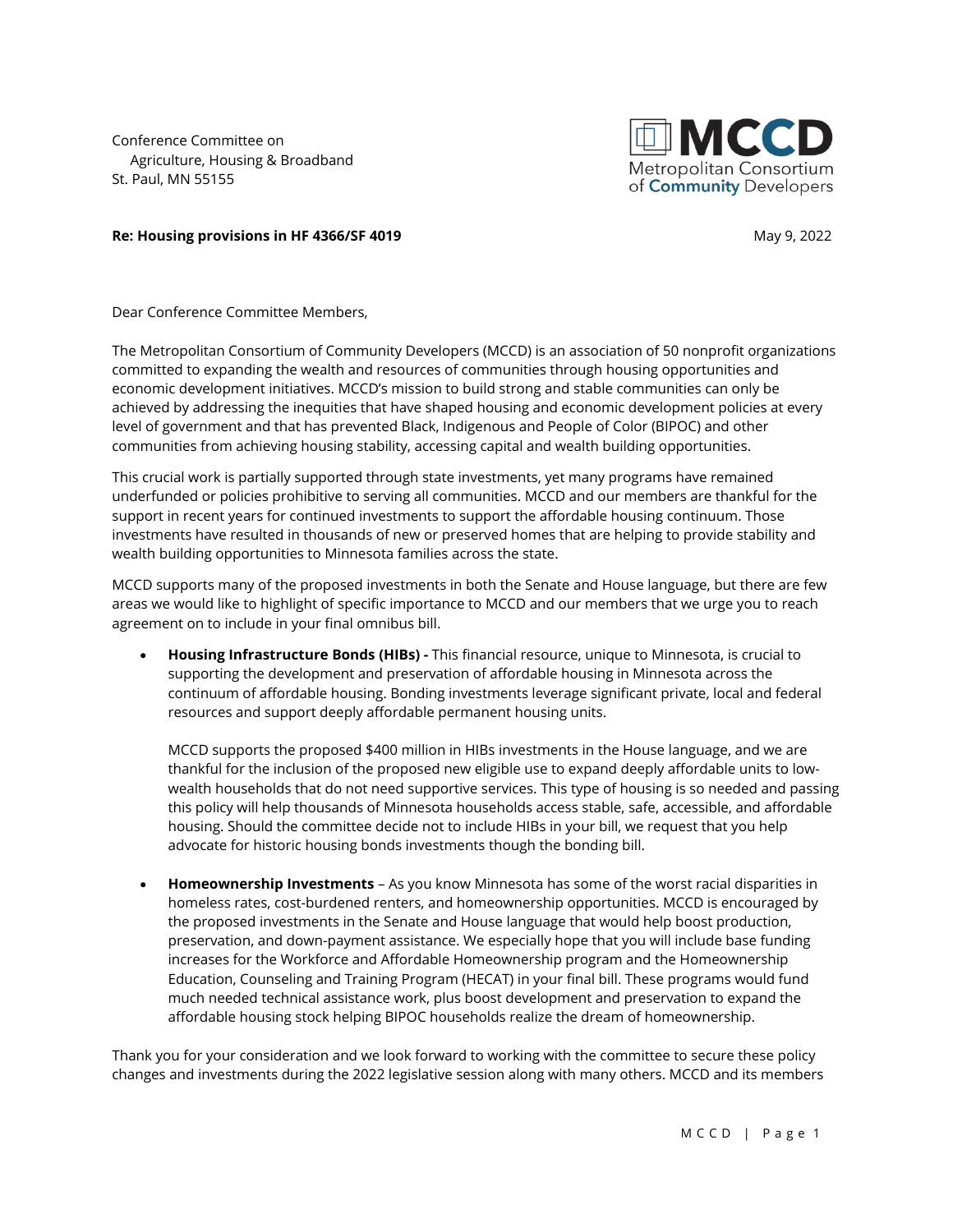Conference Committee on
  Agriculture, Housing & Broadband
St. Paul, MN 55155

MCCD
Metropolitan Consortium of Community Developers

**Re: Housing provisions in HF 4366/SF 4019**

May 9, 2022

Dear Conference Committee Members,

The Metropolitan Consortium of Community Developers (MCCD) is an association of 50 nonprofit organizations committed to expanding the wealth and resources of communities through housing opportunities and economic development initiatives. MCCD's mission to build strong and stable communities can only be achieved by addressing the inequities that have shaped housing and economic development policies at every level of government and that has prevented Black, Indigenous and People of Color (BIPOC) and other communities from achieving housing stability, accessing capital and wealth building opportunities.

This crucial work is partially supported through state investments, yet many programs have remained underfunded or policies prohibitive to serving all communities. MCCD and our members are thankful for the support in recent years for continued investments to support the affordable housing continuum. Those investments have resulted in thousands of new or preserved homes that are helping to provide stability and wealth building opportunities to Minnesota families across the state.

MCCD supports many of the proposed investments in both the Senate and House language, but there are few areas we would like to highlight of specific importance to MCCD and our members that we urge you to reach agreement on to include in your final omnibus bill.

- **Housing Infrastructure Bonds (HIBs) -** This financial resource, unique to Minnesota, is crucial to supporting the development and preservation of affordable housing in Minnesota across the continuum of affordable housing. Bonding investments leverage significant private, local and federal resources and support deeply affordable permanent housing units.

  MCCD supports the proposed $400 million in HIBs investments in the House language, and we are thankful for the inclusion of the proposed new eligible use to expand deeply affordable units to low-wealth households that do not need supportive services. This type of housing is so needed and passing this policy will help thousands of Minnesota households access stable, safe, accessible, and affordable housing. Should the committee decide not to include HIBs in your bill, we request that you help advocate for historic housing bonds investments though the bonding bill.

- **Homeownership Investments** – As you know Minnesota has some of the worst racial disparities in homeless rates, cost-burdened renters, and homeownership opportunities. MCCD is encouraged by the proposed investments in the Senate and House language that would help boost production, preservation, and down-payment assistance. We especially hope that you will include base funding increases for the Workforce and Affordable Homeownership program and the Homeownership Education, Counseling and Training Program (HECAT) in your final bill. These programs would fund much needed technical assistance work, plus boost development and preservation to expand the affordable housing stock helping BIPOC households realize the dream of homeownership.

Thank you for your consideration and we look forward to working with the committee to secure these policy changes and investments during the 2022 legislative session along with many others. MCCD and its members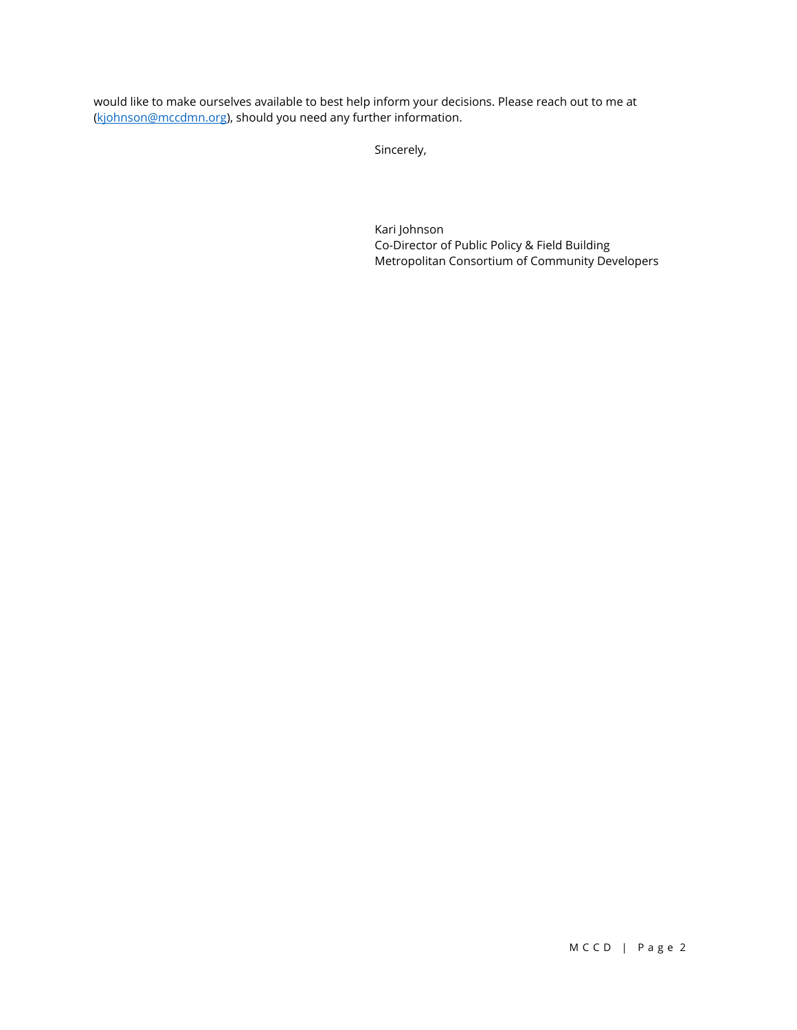would like to make ourselves available to best help inform your decisions. Please reach out to me at (kjohnson@mccdmn.org), should you need any further information.

Sincerely,

Kari Johnson
Co-Director of Public Policy & Field Building
Metropolitan Consortium of Community Developers